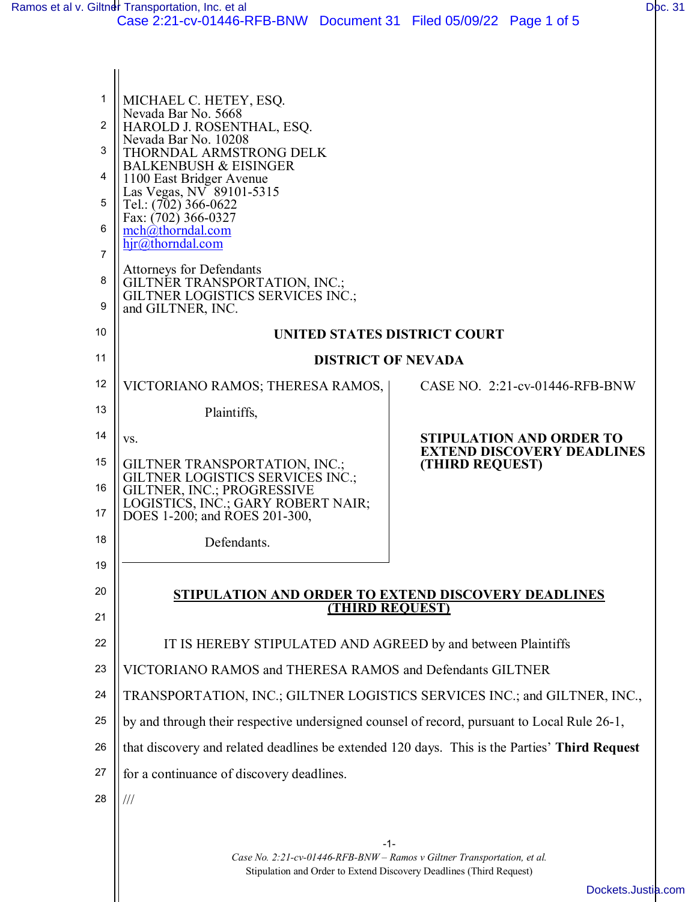MICHAEL C. HETEY, ESQ.
Nevada Bar No. 5668
HAROLD J. ROSENTHAL, ESQ.
Nevada Bar No. 10208
THORNDAL ARMSTRONG DELK
BALKENBUSH & EISINGER
1100 East Bridger Avenue
Las Vegas, NV 89101-5315
Tel.: (702) 366-0622
Fax: (702) 366-0327
mch@thorndal.com
hjr@thorndal.com

Attorneys for Defendants
GILTNER TRANSPORTATION, INC.;
GILTNER LOGISTICS SERVICES INC.;
and GILTNER, INC.

**UNITED STATES DISTRICT COURT**

**DISTRICT OF NEVADA**

| | |
|---|---|
| VICTORIANO RAMOS; THERESA RAMOS,<br><br>Plaintiffs,<br><br>vs.<br><br>GILTNER TRANSPORTATION, INC.; GILTNER LOGISTICS SERVICES INC.; GILTNER, INC.; PROGRESSIVE LOGISTICS, INC.; GARY ROBERT NAIR; DOES 1-200; and ROES 201-300,<br><br>Defendants. | CASE NO. 2:21-cv-01446-RFB-BNW<br><br>**STIPULATION AND ORDER TO EXTEND DISCOVERY DEADLINES (THIRD REQUEST)** |

**STIPULATION AND ORDER TO EXTEND DISCOVERY DEADLINES (THIRD REQUEST)**

IT IS HEREBY STIPULATED AND AGREED by and between Plaintiffs VICTORIANO RAMOS and THERESA RAMOS and Defendants GILTNER TRANSPORTATION, INC.; GILTNER LOGISTICS SERVICES INC.; and GILTNER, INC., by and through their respective undersigned counsel of record, pursuant to Local Rule 26-1, that discovery and related deadlines be extended 120 days. This is the Parties' **Third Request** for a continuance of discovery deadlines.

///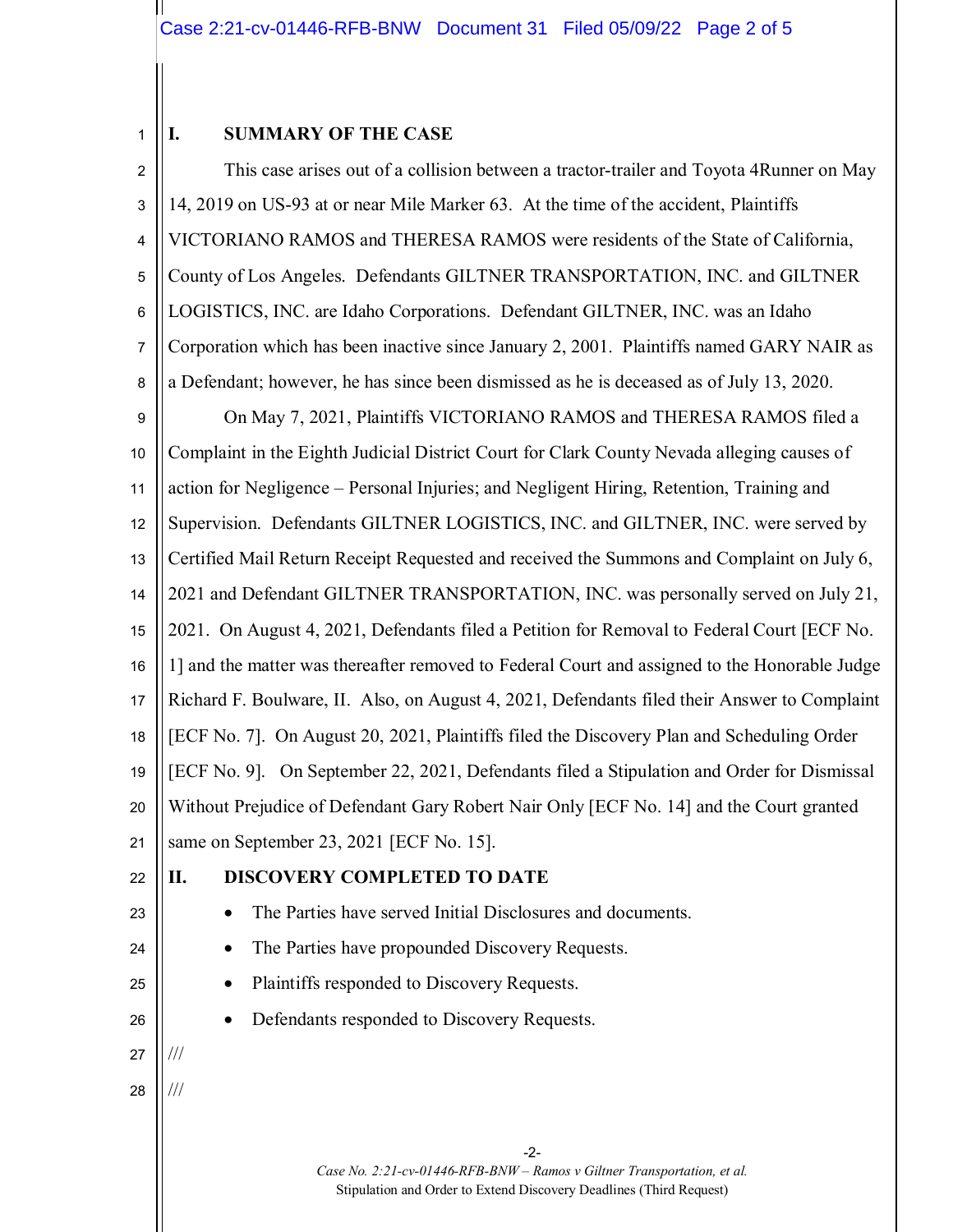## I. SUMMARY OF THE CASE

This case arises out of a collision between a tractor-trailer and Toyota 4Runner on May 14, 2019 on US-93 at or near Mile Marker 63. At the time of the accident, Plaintiffs VICTORIANO RAMOS and THERESA RAMOS were residents of the State of California, County of Los Angeles. Defendants GILTNER TRANSPORTATION, INC. and GILTNER LOGISTICS, INC. are Idaho Corporations. Defendant GILTNER, INC. was an Idaho Corporation which has been inactive since January 2, 2001. Plaintiffs named GARY NAIR as a Defendant; however, he has since been dismissed as he is deceased as of July 13, 2020.

On May 7, 2021, Plaintiffs VICTORIANO RAMOS and THERESA RAMOS filed a Complaint in the Eighth Judicial District Court for Clark County Nevada alleging causes of action for Negligence – Personal Injuries; and Negligent Hiring, Retention, Training and Supervision. Defendants GILTNER LOGISTICS, INC. and GILTNER, INC. were served by Certified Mail Return Receipt Requested and received the Summons and Complaint on July 6, 2021 and Defendant GILTNER TRANSPORTATION, INC. was personally served on July 21, 2021. On August 4, 2021, Defendants filed a Petition for Removal to Federal Court [ECF No. 1] and the matter was thereafter removed to Federal Court and assigned to the Honorable Judge Richard F. Boulware, II. Also, on August 4, 2021, Defendants filed their Answer to Complaint [ECF No. 7]. On August 20, 2021, Plaintiffs filed the Discovery Plan and Scheduling Order [ECF No. 9]. On September 22, 2021, Defendants filed a Stipulation and Order for Dismissal Without Prejudice of Defendant Gary Robert Nair Only [ECF No. 14] and the Court granted same on September 23, 2021 [ECF No. 15].

## II. DISCOVERY COMPLETED TO DATE

- The Parties have served Initial Disclosures and documents.
- The Parties have propounded Discovery Requests.
- Plaintiffs responded to Discovery Requests.
- Defendants responded to Discovery Requests.

///

///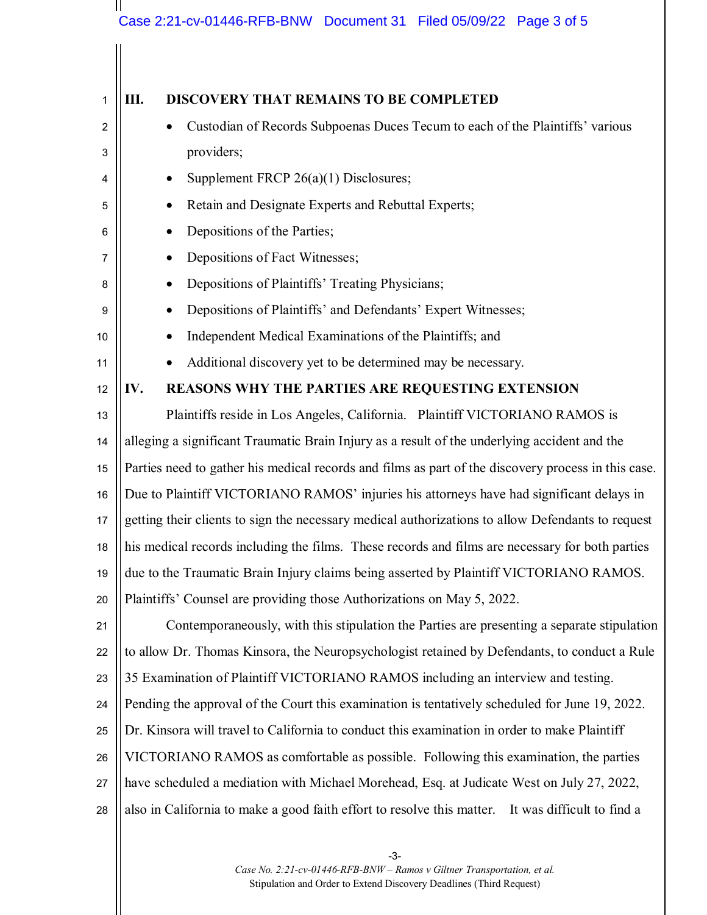## III. DISCOVERY THAT REMAINS TO BE COMPLETED

- Custodian of Records Subpoenas Duces Tecum to each of the Plaintiffs' various providers;
- Supplement FRCP 26(a)(1) Disclosures;
- Retain and Designate Experts and Rebuttal Experts;
- Depositions of the Parties;
- Depositions of Fact Witnesses;
- Depositions of Plaintiffs' Treating Physicians;
- Depositions of Plaintiffs' and Defendants' Expert Witnesses;
- Independent Medical Examinations of the Plaintiffs; and
- Additional discovery yet to be determined may be necessary.

## IV. REASONS WHY THE PARTIES ARE REQUESTING EXTENSION

Plaintiffs reside in Los Angeles, California. Plaintiff VICTORIANO RAMOS is alleging a significant Traumatic Brain Injury as a result of the underlying accident and the Parties need to gather his medical records and films as part of the discovery process in this case. Due to Plaintiff VICTORIANO RAMOS' injuries his attorneys have had significant delays in getting their clients to sign the necessary medical authorizations to allow Defendants to request his medical records including the films. These records and films are necessary for both parties due to the Traumatic Brain Injury claims being asserted by Plaintiff VICTORIANO RAMOS. Plaintiffs' Counsel are providing those Authorizations on May 5, 2022.

Contemporaneously, with this stipulation the Parties are presenting a separate stipulation to allow Dr. Thomas Kinsora, the Neuropsychologist retained by Defendants, to conduct a Rule 35 Examination of Plaintiff VICTORIANO RAMOS including an interview and testing. Pending the approval of the Court this examination is tentatively scheduled for June 19, 2022. Dr. Kinsora will travel to California to conduct this examination in order to make Plaintiff VICTORIANO RAMOS as comfortable as possible. Following this examination, the parties have scheduled a mediation with Michael Morehead, Esq. at Judicate West on July 27, 2022, also in California to make a good faith effort to resolve this matter. It was difficult to find a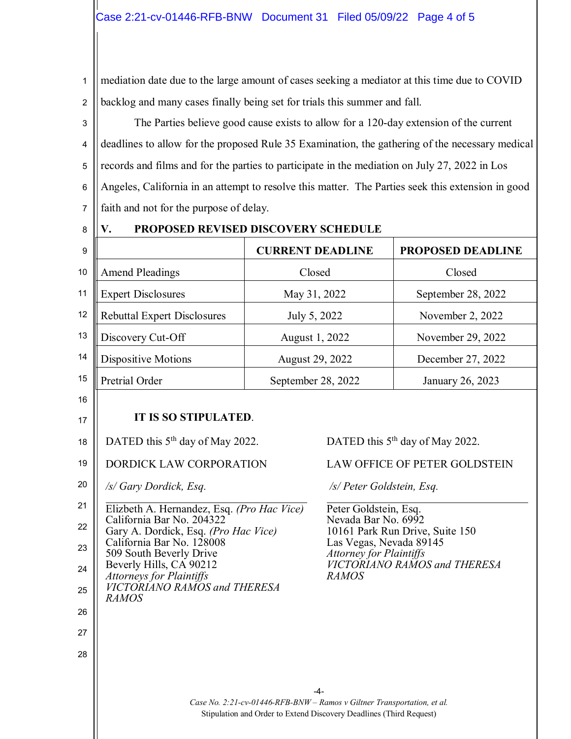mediation date due to the large amount of cases seeking a mediator at this time due to COVID backlog and many cases finally being set for trials this summer and fall.

The Parties believe good cause exists to allow for a 120-day extension of the current deadlines to allow for the proposed Rule 35 Examination, the gathering of the necessary medical records and films and for the parties to participate in the mediation on July 27, 2022 in Los Angeles, California in an attempt to resolve this matter. The Parties seek this extension in good faith and not for the purpose of delay.

## V. PROPOSED REVISED DISCOVERY SCHEDULE

| | CURRENT DEADLINE | PROPOSED DEADLINE |
|---|---|---|
| Amend Pleadings | Closed | Closed |
| Expert Disclosures | May 31, 2022 | September 28, 2022 |
| Rebuttal Expert Disclosures | July 5, 2022 | November 2, 2022 |
| Discovery Cut-Off | August 1, 2022 | November 29, 2022 |
| Dispositive Motions | August 29, 2022 | December 27, 2022 |
| Pretrial Order | September 28, 2022 | January 26, 2023 |

**IT IS SO STIPULATED**.

DATED this 5th day of May 2022.

DORDICK LAW CORPORATION

*/s/ Gary Dordick, Esq.*

Elizbeth A. Hernandez, Esq. *(Pro Hac Vice)*
California Bar No. 204322
Gary A. Dordick, Esq. *(Pro Hac Vice)*
California Bar No. 128008
509 South Beverly Drive
Beverly Hills, CA 90212
*Attorneys for Plaintiffs*
*VICTORIANO RAMOS and THERESA RAMOS*

DATED this 5th day of May 2022.

LAW OFFICE OF PETER GOLDSTEIN

*/s/ Peter Goldstein, Esq.*

Peter Goldstein, Esq.
Nevada Bar No. 6992
10161 Park Run Drive, Suite 150
Las Vegas, Nevada 89145
*Attorney for Plaintiffs*
*VICTORIANO RAMOS and THERESA RAMOS*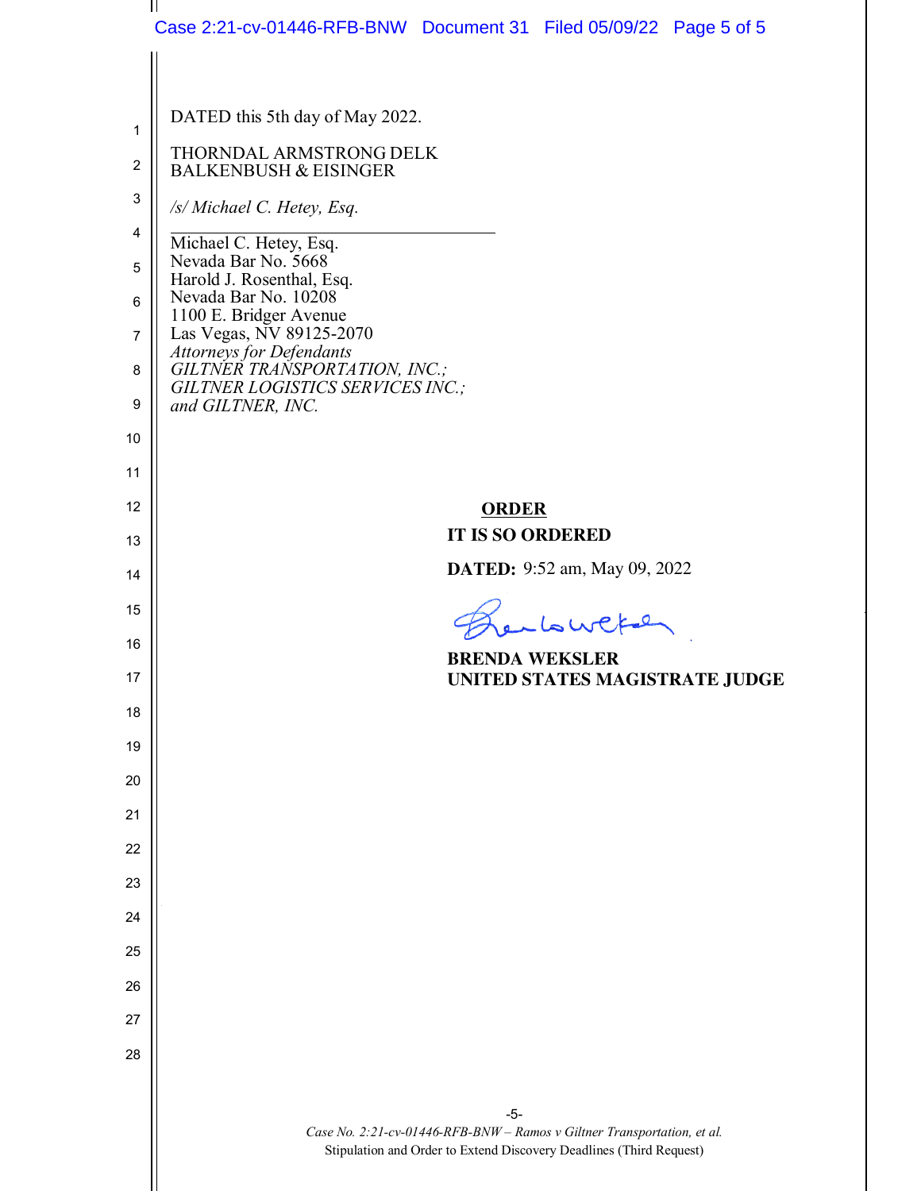DATED this 5th day of May 2022.

THORNDAL ARMSTRONG DELK
BALKENBUSH & EISINGER

*/s/ Michael C. Hetey, Esq.*

---

Michael C. Hetey, Esq.
Nevada Bar No. 5668
Harold J. Rosenthal, Esq.
Nevada Bar No. 10208
1100 E. Bridger Avenue
Las Vegas, NV 89125-2070
*Attorneys for Defendants*
*GILTNER TRANSPORTATION, INC.;*
*GILTNER LOGISTICS SERVICES INC.;*
*and GILTNER, INC.*

**ORDER**

**IT IS SO ORDERED**

**DATED:** 9:52 am, May 09, 2022

**BRENDA WEKSLER**
**UNITED STATES MAGISTRATE JUDGE**

*Case No. 2:21-cv-01446-RFB-BNW – Ramos v Giltner Transportation, et al.*
Stipulation and Order to Extend Discovery Deadlines (Third Request)